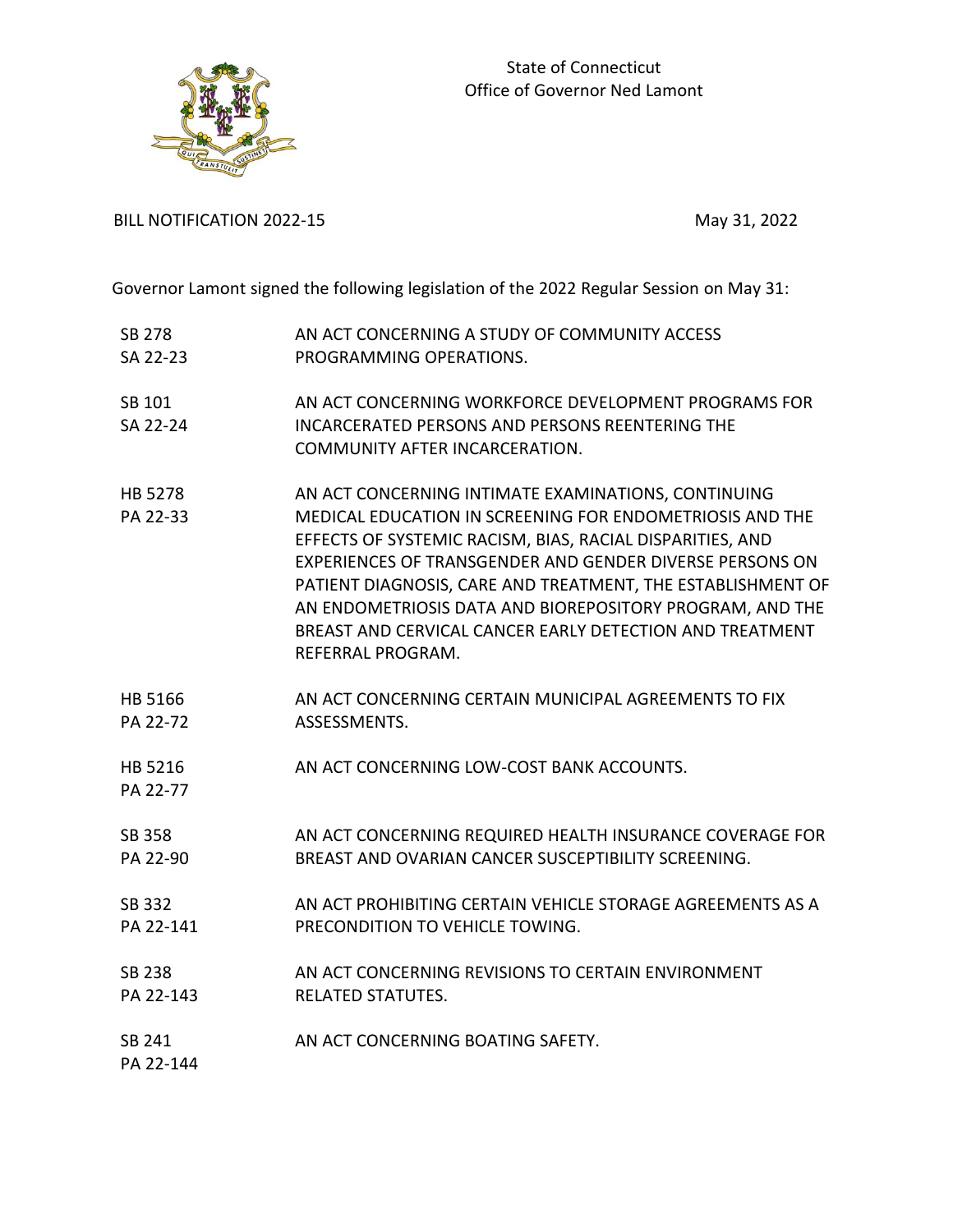State of Connecticut
Office of Governor Ned Lamont

BILL NOTIFICATION 2022-15

May 31, 2022

Governor Lamont signed the following legislation of the 2022 Regular Session on May 31:

| | |
|---|---|
| SB 278<br>SA 22-23 | AN ACT CONCERNING A STUDY OF COMMUNITY ACCESS PROGRAMMING OPERATIONS. |
| SB 101<br>SA 22-24 | AN ACT CONCERNING WORKFORCE DEVELOPMENT PROGRAMS FOR INCARCERATED PERSONS AND PERSONS REENTERING THE COMMUNITY AFTER INCARCERATION. |
| HB 5278<br>PA 22-33 | AN ACT CONCERNING INTIMATE EXAMINATIONS, CONTINUING MEDICAL EDUCATION IN SCREENING FOR ENDOMETRIOSIS AND THE EFFECTS OF SYSTEMIC RACISM, BIAS, RACIAL DISPARITIES, AND EXPERIENCES OF TRANSGENDER AND GENDER DIVERSE PERSONS ON PATIENT DIAGNOSIS, CARE AND TREATMENT, THE ESTABLISHMENT OF AN ENDOMETRIOSIS DATA AND BIOREPOSITORY PROGRAM, AND THE BREAST AND CERVICAL CANCER EARLY DETECTION AND TREATMENT REFERRAL PROGRAM. |
| HB 5166<br>PA 22-72 | AN ACT CONCERNING CERTAIN MUNICIPAL AGREEMENTS TO FIX ASSESSMENTS. |
| HB 5216<br>PA 22-77 | AN ACT CONCERNING LOW-COST BANK ACCOUNTS. |
| SB 358<br>PA 22-90 | AN ACT CONCERNING REQUIRED HEALTH INSURANCE COVERAGE FOR BREAST AND OVARIAN CANCER SUSCEPTIBILITY SCREENING. |
| SB 332<br>PA 22-141 | AN ACT PROHIBITING CERTAIN VEHICLE STORAGE AGREEMENTS AS A PRECONDITION TO VEHICLE TOWING. |
| SB 238<br>PA 22-143 | AN ACT CONCERNING REVISIONS TO CERTAIN ENVIRONMENT RELATED STATUTES. |
| SB 241<br>PA 22-144 | AN ACT CONCERNING BOATING SAFETY. |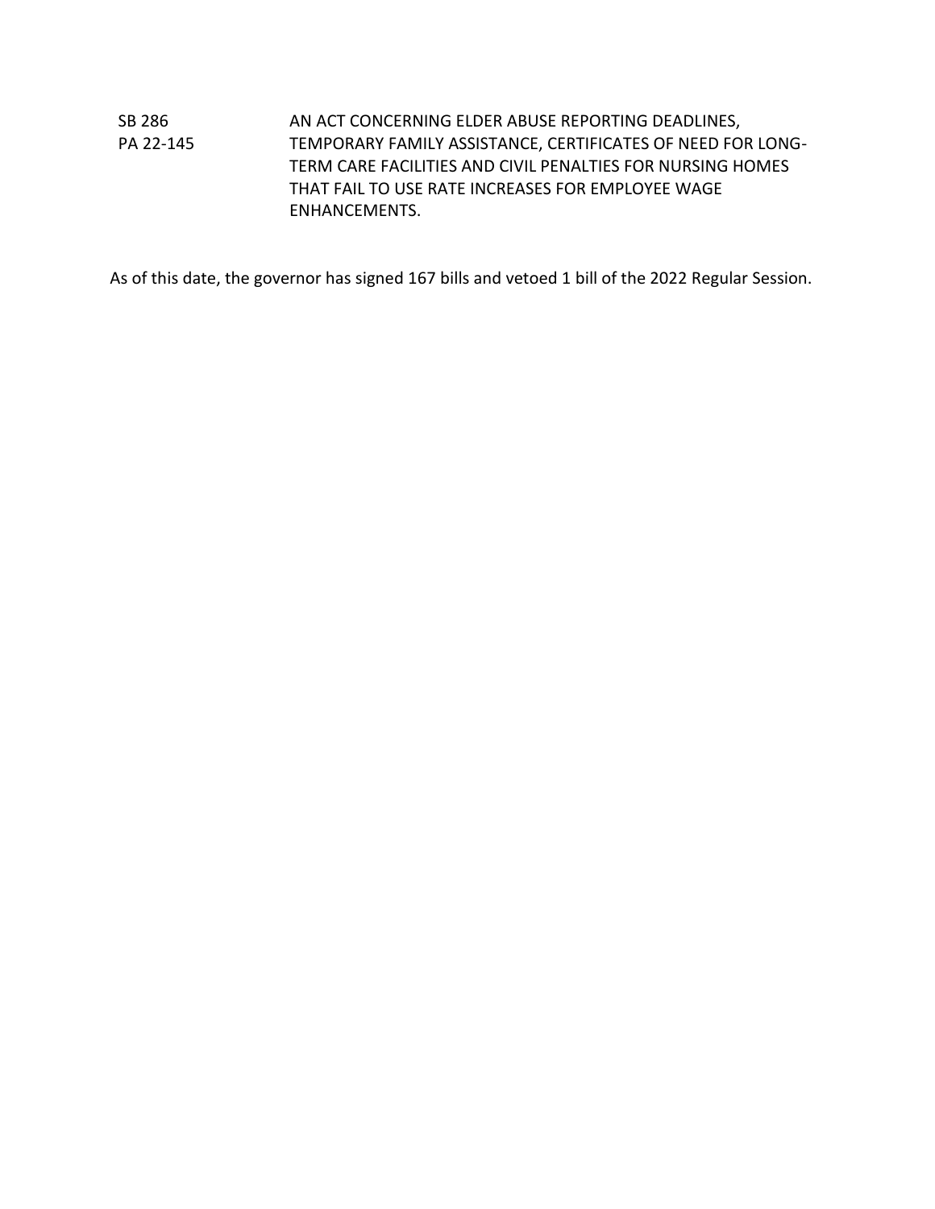| | |
|---|---|
| SB 286<br>PA 22-145 | AN ACT CONCERNING ELDER ABUSE REPORTING DEADLINES, TEMPORARY FAMILY ASSISTANCE, CERTIFICATES OF NEED FOR LONG-TERM CARE FACILITIES AND CIVIL PENALTIES FOR NURSING HOMES THAT FAIL TO USE RATE INCREASES FOR EMPLOYEE WAGE ENHANCEMENTS. |

As of this date, the governor has signed 167 bills and vetoed 1 bill of the 2022 Regular Session.